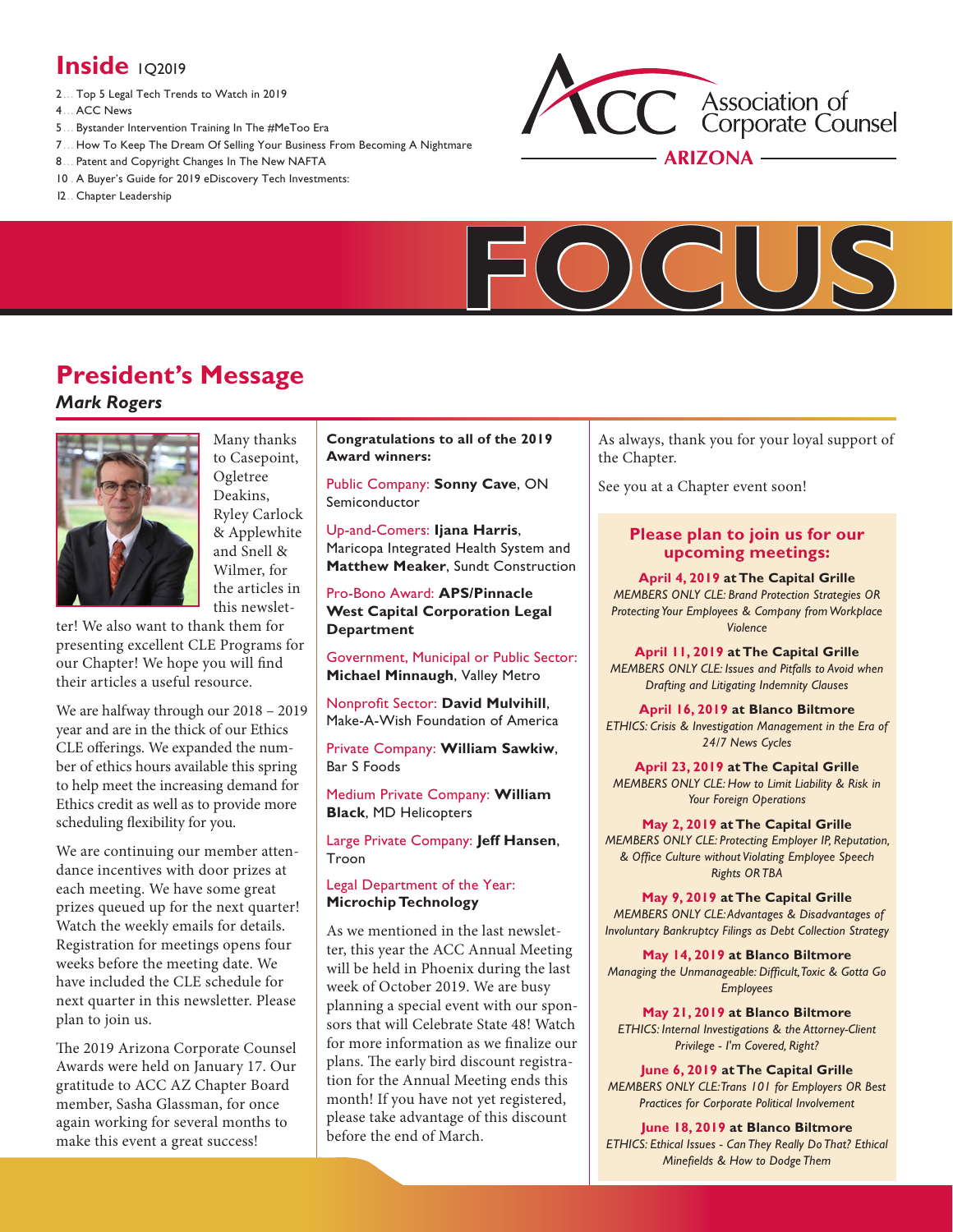# Inside 1Q2019

- 2... Top 5 Legal Tech Trends to Watch in 2019
- 4... ACC News
- 5... Bystander Intervention Training In The #MeToo Era
- 7... How To Keep The Dream Of Selling Your Business From Becoming A Nightmare
- 8... Patent and Copyright Changes In The New NAFTA
- 10.. A Buyer's Guide for 2019 eDiscovery Tech Investments:
- 12.. Chapter Leadership

ACC Association of Corporate Counsel — ARIZONA

# FOCUS

## President's Message

***Mark Rogers***

Many thanks to Casepoint, Ogletree Deakins, Ryley Carlock & Applewhite and Snell & Wilmer, for the articles in this newsletter! We also want to thank them for presenting excellent CLE Programs for our Chapter! We hope you will find their articles a useful resource.

We are halfway through our 2018 – 2019 year and are in the thick of our Ethics CLE offerings. We expanded the number of ethics hours available this spring to help meet the increasing demand for Ethics credit as well as to provide more scheduling flexibility for you.

We are continuing our member attendance incentives with door prizes at each meeting. We have some great prizes queued up for the next quarter! Watch the weekly emails for details. Registration for meetings opens four weeks before the meeting date. We have included the CLE schedule for next quarter in this newsletter. Please plan to join us.

The 2019 Arizona Corporate Counsel Awards were held on January 17. Our gratitude to ACC AZ Chapter Board member, Sasha Glassman, for once again working for several months to make this event a great success!

**Congratulations to all of the 2019 Award winners:**

Public Company: **Sonny Cave**, ON Semiconductor

Up-and-Comers: **Ijana Harris**, Maricopa Integrated Health System and **Matthew Meaker**, Sundt Construction

Pro-Bono Award: **APS/Pinnacle West Capital Corporation Legal Department**

Government, Municipal or Public Sector: **Michael Minnaugh**, Valley Metro

Nonprofit Sector: **David Mulvihill**, Make-A-Wish Foundation of America

Private Company: **William Sawkiw**, Bar S Foods

Medium Private Company: **William Black**, MD Helicopters

Large Private Company: **Jeff Hansen**, Troon

Legal Department of the Year: **Microchip Technology**

As we mentioned in the last newsletter, this year the ACC Annual Meeting will be held in Phoenix during the last week of October 2019. We are busy planning a special event with our sponsors that will Celebrate State 48! Watch for more information as we finalize our plans. The early bird discount registration for the Annual Meeting ends this month! If you have not yet registered, please take advantage of this discount before the end of March.

As always, thank you for your loyal support of the Chapter.

See you at a Chapter event soon!

### Please plan to join us for our upcoming meetings:

**April 4, 2019 at The Capital Grille**
*MEMBERS ONLY CLE: Brand Protection Strategies OR Protecting Your Employees & Company from Workplace Violence*

**April 11, 2019 at The Capital Grille**
*MEMBERS ONLY CLE: Issues and Pitfalls to Avoid when Drafting and Litigating Indemnity Clauses*

**April 16, 2019 at Blanco Biltmore**
*ETHICS: Crisis & Investigation Management in the Era of 24/7 News Cycles*

**April 23, 2019 at The Capital Grille**
*MEMBERS ONLY CLE: How to Limit Liability & Risk in Your Foreign Operations*

**May 2, 2019 at The Capital Grille**
*MEMBERS ONLY CLE: Protecting Employer IP, Reputation, & Office Culture without Violating Employee Speech Rights OR TBA*

**May 9, 2019 at The Capital Grille**
*MEMBERS ONLY CLE: Advantages & Disadvantages of Involuntary Bankruptcy Filings as Debt Collection Strategy*

**May 14, 2019 at Blanco Biltmore**
*Managing the Unmanageable: Difficult, Toxic & Gotta Go Employees*

**May 21, 2019 at Blanco Biltmore**
*ETHICS: Internal Investigations & the Attorney-Client Privilege - I'm Covered, Right?*

**June 6, 2019 at The Capital Grille**
*MEMBERS ONLY CLE: Trans 101 for Employers OR Best Practices for Corporate Political Involvement*

**June 18, 2019 at Blanco Biltmore**
*ETHICS: Ethical Issues - Can They Really Do That? Ethical Minefields & How to Dodge Them*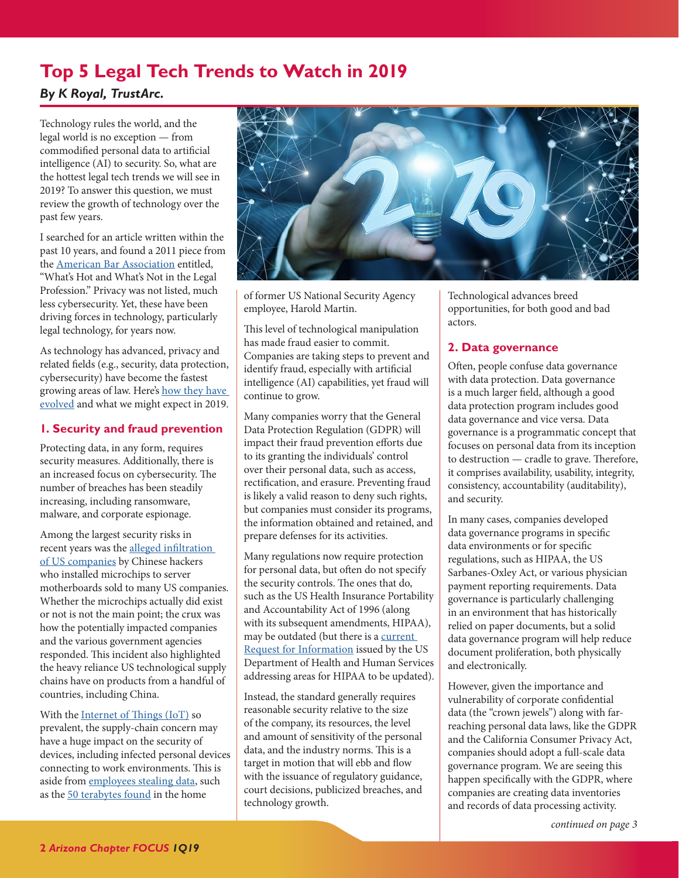# Top 5 Legal Tech Trends to Watch in 2019

***By K Royal, TrustArc.***

Technology rules the world, and the legal world is no exception — from commodified personal data to artificial intelligence (AI) to security. So, what are the hottest legal tech trends we will see in 2019? To answer this question, we must review the growth of technology over the past few years.

I searched for an article written within the past 10 years, and found a 2011 piece from the American Bar Association entitled, "What's Hot and What's Not in the Legal Profession." Privacy was not listed, much less cybersecurity. Yet, these have been driving forces in technology, particularly legal technology, for years now.

As technology has advanced, privacy and related fields (e.g., security, data protection, cybersecurity) have become the fastest growing areas of law. Here's how they have evolved and what we might expect in 2019.

## 1. Security and fraud prevention

Protecting data, in any form, requires security measures. Additionally, there is an increased focus on cybersecurity. The number of breaches has been steadily increasing, including ransomware, malware, and corporate espionage.

Among the largest security risks in recent years was the alleged infiltration of US companies by Chinese hackers who installed microchips to server motherboards sold to many US companies. Whether the microchips actually did exist or not is not the main point; the crux was how the potentially impacted companies and the various government agencies responded. This incident also highlighted the heavy reliance US technological supply chains have on products from a handful of countries, including China.

With the Internet of Things (IoT) so prevalent, the supply-chain concern may have a huge impact on the security of devices, including infected personal devices connecting to work environments. This is aside from employees stealing data, such as the 50 terabytes found in the home of former US National Security Agency employee, Harold Martin.

This level of technological manipulation has made fraud easier to commit. Companies are taking steps to prevent and identify fraud, especially with artificial intelligence (AI) capabilities, yet fraud will continue to grow.

Many companies worry that the General Data Protection Regulation (GDPR) will impact their fraud prevention efforts due to its granting the individuals' control over their personal data, such as access, rectification, and erasure. Preventing fraud is likely a valid reason to deny such rights, but companies must consider its programs, the information obtained and retained, and prepare defenses for its activities.

Many regulations now require protection for personal data, but often do not specify the security controls. The ones that do, such as the US Health Insurance Portability and Accountability Act of 1996 (along with its subsequent amendments, HIPAA), may be outdated (but there is a current Request for Information issued by the US Department of Health and Human Services addressing areas for HIPAA to be updated).

Instead, the standard generally requires reasonable security relative to the size of the company, its resources, the level and amount of sensitivity of the personal data, and the industry norms. This is a target in motion that will ebb and flow with the issuance of regulatory guidance, court decisions, publicized breaches, and technology growth.

Technological advances breed opportunities, for both good and bad actors.

## 2. Data governance

Often, people confuse data governance with data protection. Data governance is a much larger field, although a good data protection program includes good data governance and vice versa. Data governance is a programmatic concept that focuses on personal data from its inception to destruction — cradle to grave. Therefore, it comprises availability, usability, integrity, consistency, accountability (auditability), and security.

In many cases, companies developed data governance programs in specific data environments or for specific regulations, such as HIPAA, the US Sarbanes-Oxley Act, or various physician payment reporting requirements. Data governance is particularly challenging in an environment that has historically relied on paper documents, but a solid data governance program will help reduce document proliferation, both physically and electronically.

However, given the importance and vulnerability of corporate confidential data (the "crown jewels") along with far-reaching personal data laws, like the GDPR and the California Consumer Privacy Act, companies should adopt a full-scale data governance program. We are seeing this happen specifically with the GDPR, where companies are creating data inventories and records of data processing activity.

*continued on page 3*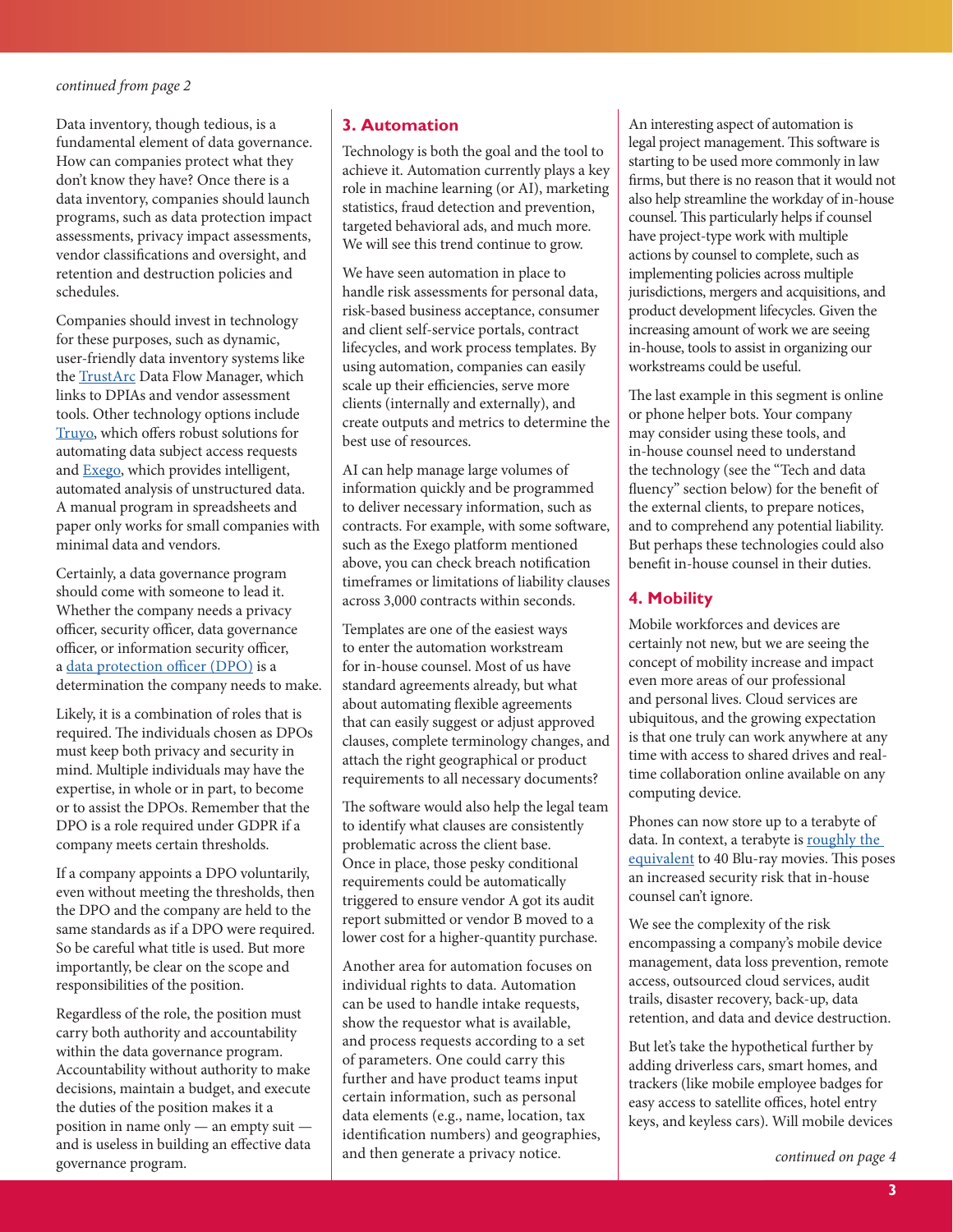*continued from page 2*

Data inventory, though tedious, is a fundamental element of data governance. How can companies protect what they don't know they have? Once there is a data inventory, companies should launch programs, such as data protection impact assessments, privacy impact assessments, vendor classifications and oversight, and retention and destruction policies and schedules.

Companies should invest in technology for these purposes, such as dynamic, user-friendly data inventory systems like the TrustArc Data Flow Manager, which links to DPIAs and vendor assessment tools. Other technology options include Truyo, which offers robust solutions for automating data subject access requests and Exego, which provides intelligent, automated analysis of unstructured data. A manual program in spreadsheets and paper only works for small companies with minimal data and vendors.

Certainly, a data governance program should come with someone to lead it. Whether the company needs a privacy officer, security officer, data governance officer, or information security officer, a data protection officer (DPO) is a determination the company needs to make.

Likely, it is a combination of roles that is required. The individuals chosen as DPOs must keep both privacy and security in mind. Multiple individuals may have the expertise, in whole or in part, to become or to assist the DPOs. Remember that the DPO is a role required under GDPR if a company meets certain thresholds.

If a company appoints a DPO voluntarily, even without meeting the thresholds, then the DPO and the company are held to the same standards as if a DPO were required. So be careful what title is used. But more importantly, be clear on the scope and responsibilities of the position.

Regardless of the role, the position must carry both authority and accountability within the data governance program. Accountability without authority to make decisions, maintain a budget, and execute the duties of the position makes it a position in name only — an empty suit — and is useless in building an effective data governance program.

## 3. Automation

Technology is both the goal and the tool to achieve it. Automation currently plays a key role in machine learning (or AI), marketing statistics, fraud detection and prevention, targeted behavioral ads, and much more. We will see this trend continue to grow.

We have seen automation in place to handle risk assessments for personal data, risk-based business acceptance, consumer and client self-service portals, contract lifecycles, and work process templates. By using automation, companies can easily scale up their efficiencies, serve more clients (internally and externally), and create outputs and metrics to determine the best use of resources.

AI can help manage large volumes of information quickly and be programmed to deliver necessary information, such as contracts. For example, with some software, such as the Exego platform mentioned above, you can check breach notification timeframes or limitations of liability clauses across 3,000 contracts within seconds.

Templates are one of the easiest ways to enter the automation workstream for in-house counsel. Most of us have standard agreements already, but what about automating flexible agreements that can easily suggest or adjust approved clauses, complete terminology changes, and attach the right geographical or product requirements to all necessary documents?

The software would also help the legal team to identify what clauses are consistently problematic across the client base. Once in place, those pesky conditional requirements could be automatically triggered to ensure vendor A got its audit report submitted or vendor B moved to a lower cost for a higher-quantity purchase.

Another area for automation focuses on individual rights to data. Automation can be used to handle intake requests, show the requestor what is available, and process requests according to a set of parameters. One could carry this further and have product teams input certain information, such as personal data elements (e.g., name, location, tax identification numbers) and geographies, and then generate a privacy notice.

An interesting aspect of automation is legal project management. This software is starting to be used more commonly in law firms, but there is no reason that it would not also help streamline the workday of in-house counsel. This particularly helps if counsel have project-type work with multiple actions by counsel to complete, such as implementing policies across multiple jurisdictions, mergers and acquisitions, and product development lifecycles. Given the increasing amount of work we are seeing in-house, tools to assist in organizing our workstreams could be useful.

The last example in this segment is online or phone helper bots. Your company may consider using these tools, and in-house counsel need to understand the technology (see the "Tech and data fluency" section below) for the benefit of the external clients, to prepare notices, and to comprehend any potential liability. But perhaps these technologies could also benefit in-house counsel in their duties.

## 4. Mobility

Mobile workforces and devices are certainly not new, but we are seeing the concept of mobility increase and impact even more areas of our professional and personal lives. Cloud services are ubiquitous, and the growing expectation is that one truly can work anywhere at any time with access to shared drives and real-time collaboration online available on any computing device.

Phones can now store up to a terabyte of data. In context, a terabyte is roughly the equivalent to 40 Blu-ray movies. This poses an increased security risk that in-house counsel can't ignore.

We see the complexity of the risk encompassing a company's mobile device management, data loss prevention, remote access, outsourced cloud services, audit trails, disaster recovery, back-up, data retention, and data and device destruction.

But let's take the hypothetical further by adding driverless cars, smart homes, and trackers (like mobile employee badges for easy access to satellite offices, hotel entry keys, and keyless cars). Will mobile devices

*continued on page 4*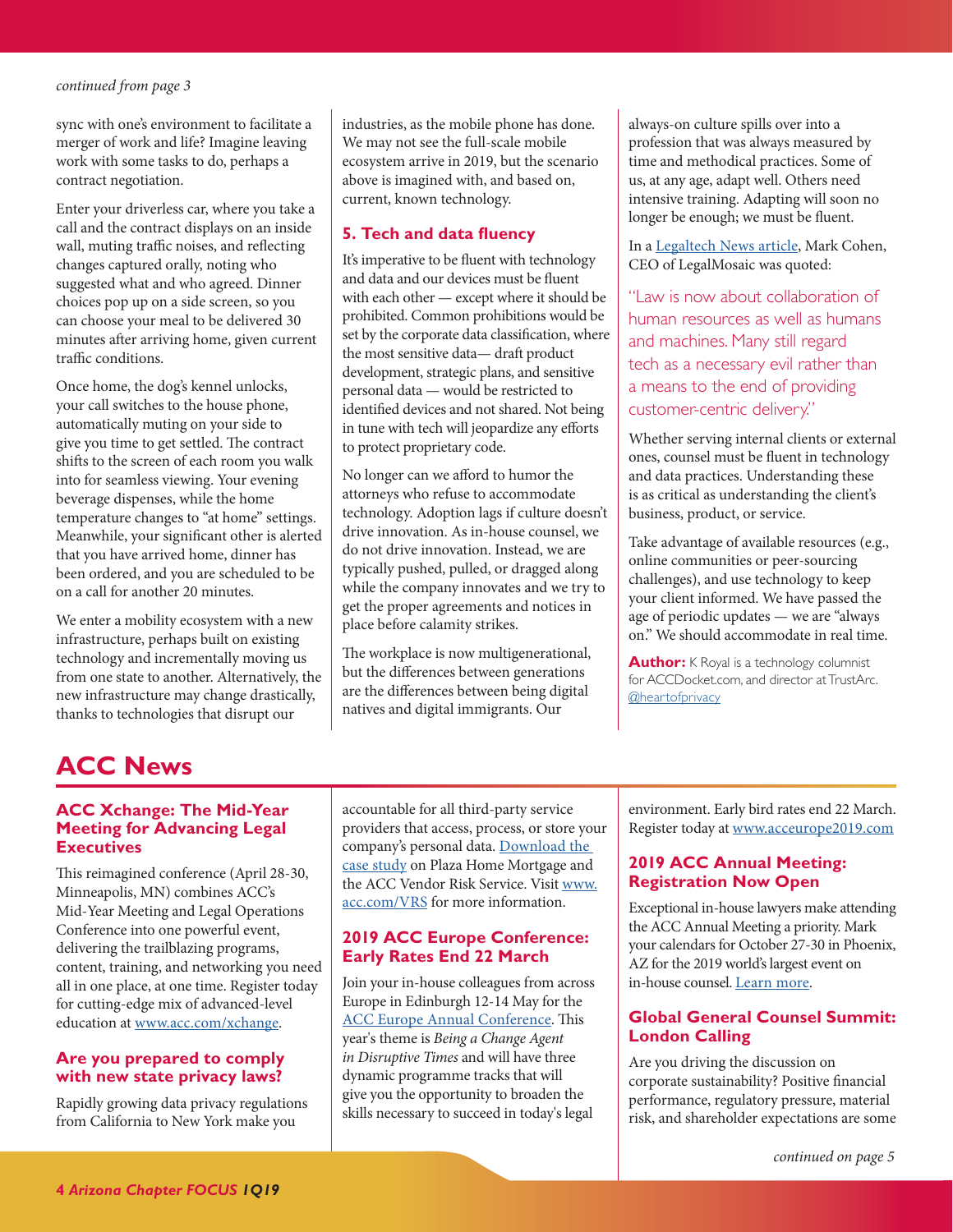*continued from page 3*

sync with one's environment to facilitate a merger of work and life? Imagine leaving work with some tasks to do, perhaps a contract negotiation.

Enter your driverless car, where you take a call and the contract displays on an inside wall, muting traffic noises, and reflecting changes captured orally, noting who suggested what and who agreed. Dinner choices pop up on a side screen, so you can choose your meal to be delivered 30 minutes after arriving home, given current traffic conditions.

Once home, the dog's kennel unlocks, your call switches to the house phone, automatically muting on your side to give you time to get settled. The contract shifts to the screen of each room you walk into for seamless viewing. Your evening beverage dispenses, while the home temperature changes to "at home" settings. Meanwhile, your significant other is alerted that you have arrived home, dinner has been ordered, and you are scheduled to be on a call for another 20 minutes.

We enter a mobility ecosystem with a new infrastructure, perhaps built on existing technology and incrementally moving us from one state to another. Alternatively, the new infrastructure may change drastically, thanks to technologies that disrupt our industries, as the mobile phone has done. We may not see the full-scale mobile ecosystem arrive in 2019, but the scenario above is imagined with, and based on, current, known technology.

### 5. Tech and data fluency

It's imperative to be fluent with technology and data and our devices must be fluent with each other — except where it should be prohibited. Common prohibitions would be set by the corporate data classification, where the most sensitive data— draft product development, strategic plans, and sensitive personal data — would be restricted to identified devices and not shared. Not being in tune with tech will jeopardize any efforts to protect proprietary code.

No longer can we afford to humor the attorneys who refuse to accommodate technology. Adoption lags if culture doesn't drive innovation. As in-house counsel, we do not drive innovation. Instead, we are typically pushed, pulled, or dragged along while the company innovates and we try to get the proper agreements and notices in place before calamity strikes.

The workplace is now multigenerational, but the differences between generations are the differences between being digital natives and digital immigrants. Our always-on culture spills over into a profession that was always measured by time and methodical practices. Some of us, at any age, adapt well. Others need intensive training. Adapting will soon no longer be enough; we must be fluent.

In a [Legaltech News article](), Mark Cohen, CEO of LegalMosaic was quoted:

> "Law is now about collaboration of human resources as well as humans and machines. Many still regard tech as a necessary evil rather than a means to the end of providing customer-centric delivery."

Whether serving internal clients or external ones, counsel must be fluent in technology and data practices. Understanding these is as critical as understanding the client's business, product, or service.

Take advantage of available resources (e.g., online communities or peer-sourcing challenges), and use technology to keep your client informed. We have passed the age of periodic updates — we are "always on." We should accommodate in real time.

**Author:** K Royal is a technology columnist for ACCDocket.com, and director at TrustArc. @heartofprivacy

## ACC News

### ACC Xchange: The Mid-Year Meeting for Advancing Legal Executives

This reimagined conference (April 28-30, Minneapolis, MN) combines ACC's Mid-Year Meeting and Legal Operations Conference into one powerful event, delivering the trailblazing programs, content, training, and networking you need all in one place, at one time. Register today for cutting-edge mix of advanced-level education at www.acc.com/xchange.

### Are you prepared to comply with new state privacy laws?

Rapidly growing data privacy regulations from California to New York make you accountable for all third-party service providers that access, process, or store your company's personal data. [Download the case study]() on Plaza Home Mortgage and the ACC Vendor Risk Service. Visit www.acc.com/VRS for more information.

### 2019 ACC Europe Conference: Early Rates End 22 March

Join your in-house colleagues from across Europe in Edinburgh 12-14 May for the [ACC Europe Annual Conference](). This year's theme is *Being a Change Agent in Disruptive Times* and will have three dynamic programme tracks that will give you the opportunity to broaden the skills necessary to succeed in today's legal environment. Early bird rates end 22 March. Register today at www.acceurope2019.com

### 2019 ACC Annual Meeting: Registration Now Open

Exceptional in-house lawyers make attending the ACC Annual Meeting a priority. Mark your calendars for October 27-30 in Phoenix, AZ for the 2019 world's largest event on in-house counsel. [Learn more]().

### Global General Counsel Summit: London Calling

Are you driving the discussion on corporate sustainability? Positive financial performance, regulatory pressure, material risk, and shareholder expectations are some

*continued on page 5*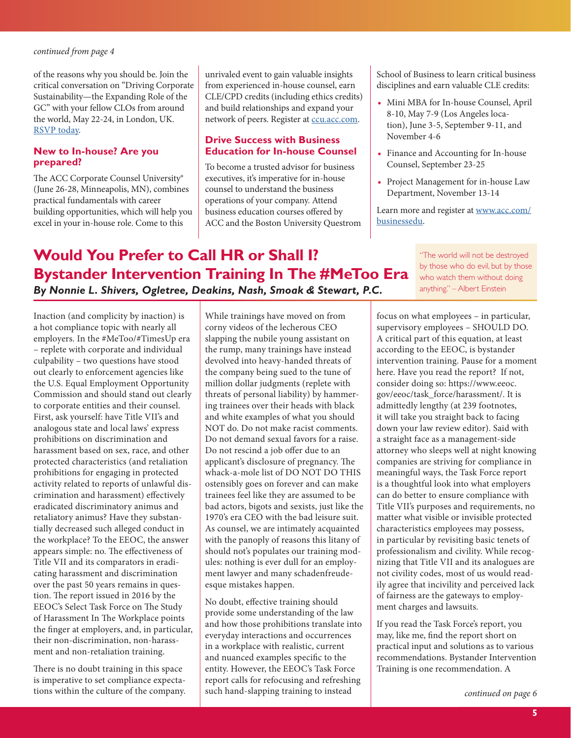*continued from page 4*

of the reasons why you should be. Join the critical conversation on "Driving Corporate Sustainability—the Expanding Role of the GC" with your fellow CLOs from around the world, May 22-24, in London, UK. [RSVP today](#).

### New to In-house? Are you prepared?

The ACC Corporate Counsel University® (June 26-28, Minneapolis, MN), combines practical fundamentals with career building opportunities, which will help you excel in your in-house role. Come to this unrivaled event to gain valuable insights from experienced in-house counsel, earn CLE/CPD credits (including ethics credits) and build relationships and expand your network of peers. Register at [ccu.acc.com](#).

### Drive Success with Business Education for In-house Counsel

To become a trusted advisor for business executives, it's imperative for in-house counsel to understand the business operations of your company. Attend business education courses offered by ACC and the Boston University Questrom School of Business to learn critical business disciplines and earn valuable CLE credits:

- Mini MBA for In-house Counsel, April 8-10, May 7-9 (Los Angeles location), June 3-5, September 9-11, and November 4-6
- Finance and Accounting for In-house Counsel, September 23-25
- Project Management for in-house Law Department, November 13-14

Learn more and register at [www.acc.com/businessedu](#).

## Would You Prefer to Call HR or Shall I? Bystander Intervention Training In The #MeToo Era

***By Nonnie L. Shivers, Ogletree, Deakins, Nash, Smoak & Stewart, P.C.***

> "The world will not be destroyed by those who do evil, but by those who watch them without doing anything." – Albert Einstein

Inaction (and complicity by inaction) is a hot compliance topic with nearly all employers. In the #MeToo/#TimesUp era – replete with corporate and individual culpability – two questions have stood out clearly to enforcement agencies like the U.S. Equal Employment Opportunity Commission and should stand out clearly to corporate entities and their counsel. First, ask yourself: have Title VII's and analogous state and local laws' express prohibitions on discrimination and harassment based on sex, race, and other protected characteristics (and retaliation prohibitions for engaging in protected activity related to reports of unlawful discrimination and harassment) effectively eradicated discriminatory animus and retaliatory animus? Have they substantially decreased such alleged conduct in the workplace? To the EEOC, the answer appears simple: no. The effectiveness of Title VII and its comparators in eradicating harassment and discrimination over the past 50 years remains in question. The report issued in 2016 by the EEOC's Select Task Force on The Study of Harassment In The Workplace points the finger at employers, and, in particular, their non-discrimination, non-harassment and non-retaliation training.

There is no doubt training in this space is imperative to set compliance expectations within the culture of the company. While trainings have moved on from corny videos of the lecherous CEO slapping the nubile young assistant on the rump, many trainings have instead devolved into heavy-handed threats of the company being sued to the tune of million dollar judgments (replete with threats of personal liability) by hammering trainees over their heads with black and white examples of what you should NOT do. Do not make racist comments. Do not demand sexual favors for a raise. Do not rescind a job offer due to an applicant's disclosure of pregnancy. The whack-a-mole list of DO NOT DO THIS ostensibly goes on forever and can make trainees feel like they are assumed to be bad actors, bigots and sexists, just like the 1970's era CEO with the bad leisure suit. As counsel, we are intimately acquainted with the panoply of reasons this litany of should not's populates our training modules: nothing is ever dull for an employment lawyer and many schadenfreude-esque mistakes happen.

No doubt, effective training should provide some understanding of the law and how those prohibitions translate into everyday interactions and occurrences in a workplace with realistic, current and nuanced examples specific to the entity. However, the EEOC's Task Force report calls for refocusing and refreshing such hand-slapping training to instead focus on what employees – in particular, supervisory employees – SHOULD DO. A critical part of this equation, at least according to the EEOC, is bystander intervention training. Pause for a moment here. Have you read the report? If not, consider doing so: https://www.eeoc.gov/eeoc/task_force/harassment/. It is admittedly lengthy (at 239 footnotes, it will take you straight back to facing down your law review editor). Said with a straight face as a management-side attorney who sleeps well at night knowing companies are striving for compliance in meaningful ways, the Task Force report is a thoughtful look into what employers can do better to ensure compliance with Title VII's purposes and requirements, no matter what visible or invisible protected characteristics employees may possess, in particular by revisiting basic tenets of professionalism and civility. While recognizing that Title VII and its analogues are not civility codes, most of us would readily agree that incivility and perceived lack of fairness are the gateways to employment charges and lawsuits.

If you read the Task Force's report, you may, like me, find the report short on practical input and solutions as to various recommendations. Bystander Intervention Training is one recommendation. A

*continued on page 6*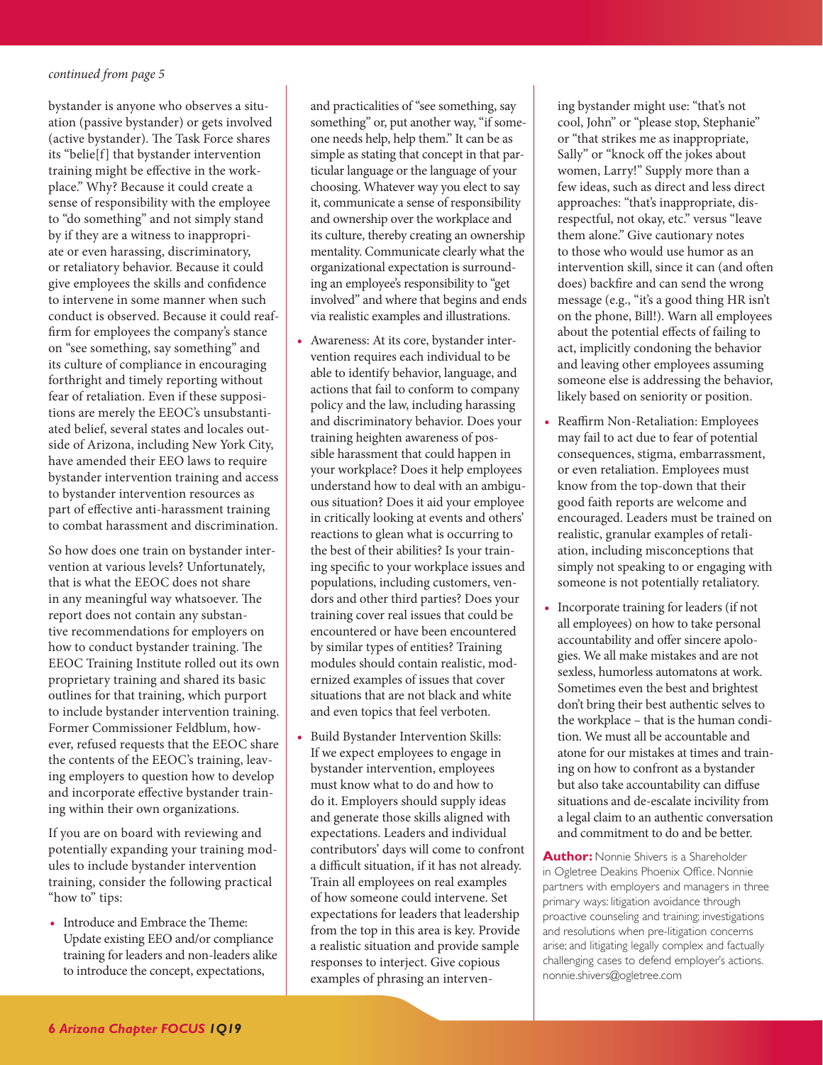*continued from page 5*

bystander is anyone who observes a situation (passive bystander) or gets involved (active bystander). The Task Force shares its "belie[f] that bystander intervention training might be effective in the workplace." Why? Because it could create a sense of responsibility with the employee to "do something" and not simply stand by if they are a witness to inappropriate or even harassing, discriminatory, or retaliatory behavior. Because it could give employees the skills and confidence to intervene in some manner when such conduct is observed. Because it could reaffirm for employees the company's stance on "see something, say something" and its culture of compliance in encouraging forthright and timely reporting without fear of retaliation. Even if these suppositions are merely the EEOC's unsubstantiated belief, several states and locales outside of Arizona, including New York City, have amended their EEO laws to require bystander intervention training and access to bystander intervention resources as part of effective anti-harassment training to combat harassment and discrimination.

So how does one train on bystander intervention at various levels? Unfortunately, that is what the EEOC does not share in any meaningful way whatsoever. The report does not contain any substantive recommendations for employers on how to conduct bystander training. The EEOC Training Institute rolled out its own proprietary training and shared its basic outlines for that training, which purport to include bystander intervention training. Former Commissioner Feldblum, however, refused requests that the EEOC share the contents of the EEOC's training, leaving employers to question how to develop and incorporate effective bystander training within their own organizations.

If you are on board with reviewing and potentially expanding your training modules to include bystander intervention training, consider the following practical "how to" tips:

- Introduce and Embrace the Theme: Update existing EEO and/or compliance training for leaders and non-leaders alike to introduce the concept, expectations, and practicalities of "see something, say something" or, put another way, "if someone needs help, help them." It can be as simple as stating that concept in that particular language or the language of your choosing. Whatever way you elect to say it, communicate a sense of responsibility and ownership over the workplace and its culture, thereby creating an ownership mentality. Communicate clearly what the organizational expectation is surrounding an employee's responsibility to "get involved" and where that begins and ends via realistic examples and illustrations.
- Awareness: At its core, bystander intervention requires each individual to be able to identify behavior, language, and actions that fail to conform to company policy and the law, including harassing and discriminatory behavior. Does your training heighten awareness of possible harassment that could happen in your workplace? Does it help employees understand how to deal with an ambiguous situation? Does it aid your employee in critically looking at events and others' reactions to glean what is occurring to the best of their abilities? Is your training specific to your workplace issues and populations, including customers, vendors and other third parties? Does your training cover real issues that could be encountered or have been encountered by similar types of entities? Training modules should contain realistic, modernized examples of issues that cover situations that are not black and white and even topics that feel verboten.
- Build Bystander Intervention Skills: If we expect employees to engage in bystander intervention, employees must know what to do and how to do it. Employers should supply ideas and generate those skills aligned with expectations. Leaders and individual contributors' days will come to confront a difficult situation, if it has not already. Train all employees on real examples of how someone could intervene. Set expectations for leaders that leadership from the top in this area is key. Provide a realistic situation and provide sample responses to interject. Give copious examples of phrasing an intervening bystander might use: "that's not cool, John" or "please stop, Stephanie" or "that strikes me as inappropriate, Sally" or "knock off the jokes about women, Larry!" Supply more than a few ideas, such as direct and less direct approaches: "that's inappropriate, disrespectful, not okay, etc." versus "leave them alone." Give cautionary notes to those who would use humor as an intervention skill, since it can (and often does) backfire and can send the wrong message (e.g., "it's a good thing HR isn't on the phone, Bill!). Warn all employees about the potential effects of failing to act, implicitly condoning the behavior and leaving other employees assuming someone else is addressing the behavior, likely based on seniority or position.
- Reaffirm Non-Retaliation: Employees may fail to act due to fear of potential consequences, stigma, embarrassment, or even retaliation. Employees must know from the top-down that their good faith reports are welcome and encouraged. Leaders must be trained on realistic, granular examples of retaliation, including misconceptions that simply not speaking to or engaging with someone is not potentially retaliatory.
- Incorporate training for leaders (if not all employees) on how to take personal accountability and offer sincere apologies. We all make mistakes and are not sexless, humorless automatons at work. Sometimes even the best and brightest don't bring their best authentic selves to the workplace – that is the human condition. We must all be accountable and atone for our mistakes at times and training on how to confront as a bystander but also take accountability can diffuse situations and de-escalate incivility from a legal claim to an authentic conversation and commitment to do and be better.

**Author:** Nonnie Shivers is a Shareholder in Ogletree Deakins Phoenix Office. Nonnie partners with employers and managers in three primary ways: litigation avoidance through proactive counseling and training; investigations and resolutions when pre-litigation concerns arise; and litigating legally complex and factually challenging cases to defend employer's actions. nonnie.shivers@ogletree.com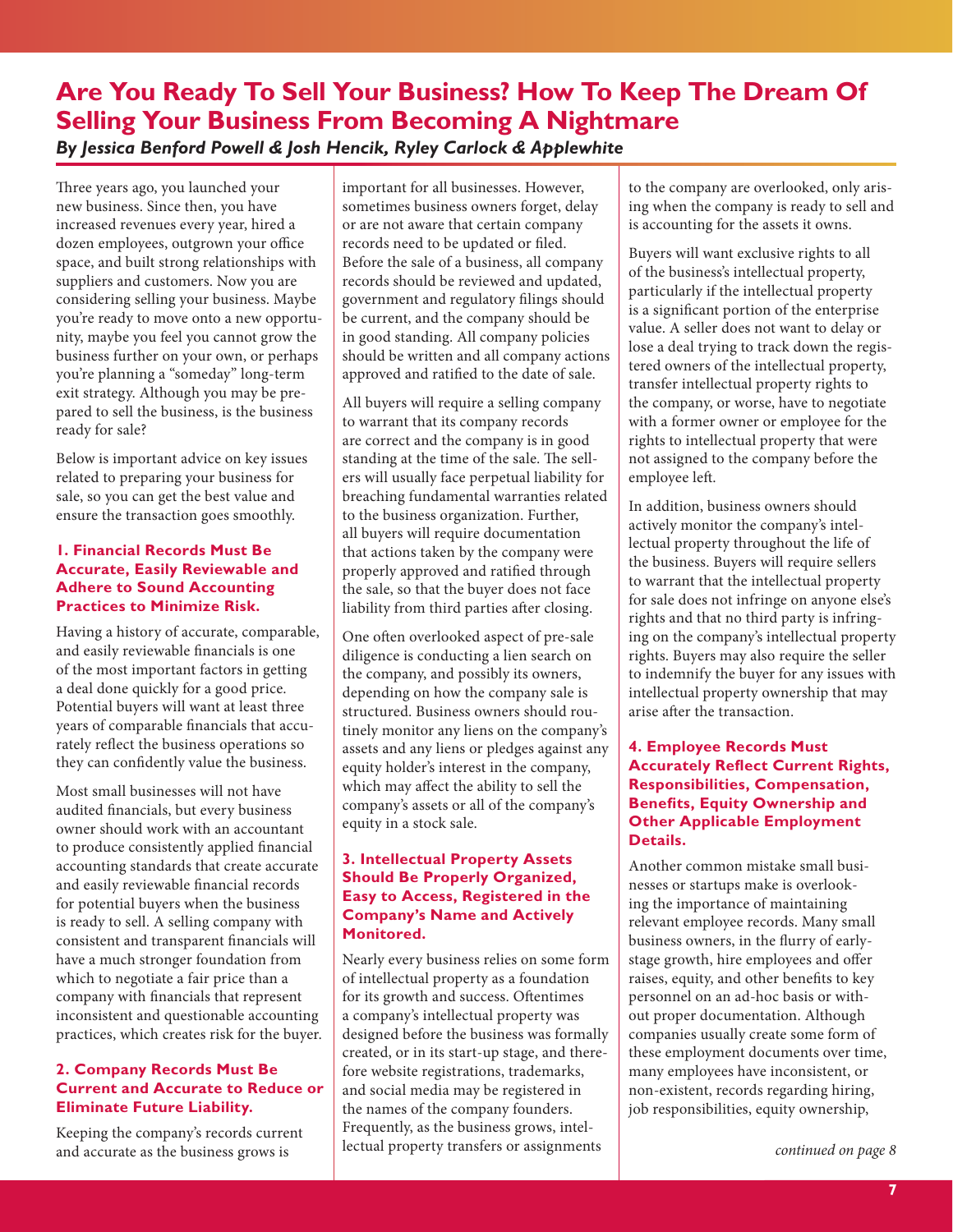# Are You Ready To Sell Your Business? How To Keep The Dream Of Selling Your Business From Becoming A Nightmare

*By Jessica Benford Powell & Josh Hencik, Ryley Carlock & Applewhite*

Three years ago, you launched your new business. Since then, you have increased revenues every year, hired a dozen employees, outgrown your office space, and built strong relationships with suppliers and customers. Now you are considering selling your business. Maybe you're ready to move onto a new opportunity, maybe you feel you cannot grow the business further on your own, or perhaps you're planning a "someday" long-term exit strategy. Although you may be prepared to sell the business, is the business ready for sale?

Below is important advice on key issues related to preparing your business for sale, so you can get the best value and ensure the transaction goes smoothly.

### 1. Financial Records Must Be Accurate, Easily Reviewable and Adhere to Sound Accounting Practices to Minimize Risk.

Having a history of accurate, comparable, and easily reviewable financials is one of the most important factors in getting a deal done quickly for a good price. Potential buyers will want at least three years of comparable financials that accurately reflect the business operations so they can confidently value the business.

Most small businesses will not have audited financials, but every business owner should work with an accountant to produce consistently applied financial accounting standards that create accurate and easily reviewable financial records for potential buyers when the business is ready to sell. A selling company with consistent and transparent financials will have a much stronger foundation from which to negotiate a fair price than a company with financials that represent inconsistent and questionable accounting practices, which creates risk for the buyer.

### 2. Company Records Must Be Current and Accurate to Reduce or Eliminate Future Liability.

Keeping the company's records current and accurate as the business grows is important for all businesses. However, sometimes business owners forget, delay or are not aware that certain company records need to be updated or filed. Before the sale of a business, all company records should be reviewed and updated, government and regulatory filings should be current, and the company should be in good standing. All company policies should be written and all company actions approved and ratified to the date of sale.

All buyers will require a selling company to warrant that its company records are correct and the company is in good standing at the time of the sale. The sellers will usually face perpetual liability for breaching fundamental warranties related to the business organization. Further, all buyers will require documentation that actions taken by the company were properly approved and ratified through the sale, so that the buyer does not face liability from third parties after closing.

One often overlooked aspect of pre-sale diligence is conducting a lien search on the company, and possibly its owners, depending on how the company sale is structured. Business owners should routinely monitor any liens on the company's assets and any liens or pledges against any equity holder's interest in the company, which may affect the ability to sell the company's assets or all of the company's equity in a stock sale.

### 3. Intellectual Property Assets Should Be Properly Organized, Easy to Access, Registered in the Company's Name and Actively Monitored.

Nearly every business relies on some form of intellectual property as a foundation for its growth and success. Oftentimes a company's intellectual property was designed before the business was formally created, or in its start-up stage, and therefore website registrations, trademarks, and social media may be registered in the names of the company founders. Frequently, as the business grows, intellectual property transfers or assignments to the company are overlooked, only arising when the company is ready to sell and is accounting for the assets it owns.

Buyers will want exclusive rights to all of the business's intellectual property, particularly if the intellectual property is a significant portion of the enterprise value. A seller does not want to delay or lose a deal trying to track down the registered owners of the intellectual property, transfer intellectual property rights to the company, or worse, have to negotiate with a former owner or employee for the rights to intellectual property that were not assigned to the company before the employee left.

In addition, business owners should actively monitor the company's intellectual property throughout the life of the business. Buyers will require sellers to warrant that the intellectual property for sale does not infringe on anyone else's rights and that no third party is infringing on the company's intellectual property rights. Buyers may also require the seller to indemnify the buyer for any issues with intellectual property ownership that may arise after the transaction.

### 4. Employee Records Must Accurately Reflect Current Rights, Responsibilities, Compensation, Benefits, Equity Ownership and Other Applicable Employment Details.

Another common mistake small businesses or startups make is overlooking the importance of maintaining relevant employee records. Many small business owners, in the flurry of early-stage growth, hire employees and offer raises, equity, and other benefits to key personnel on an ad-hoc basis or without proper documentation. Although companies usually create some form of these employment documents over time, many employees have inconsistent, or non-existent, records regarding hiring, job responsibilities, equity ownership,

*continued on page 8*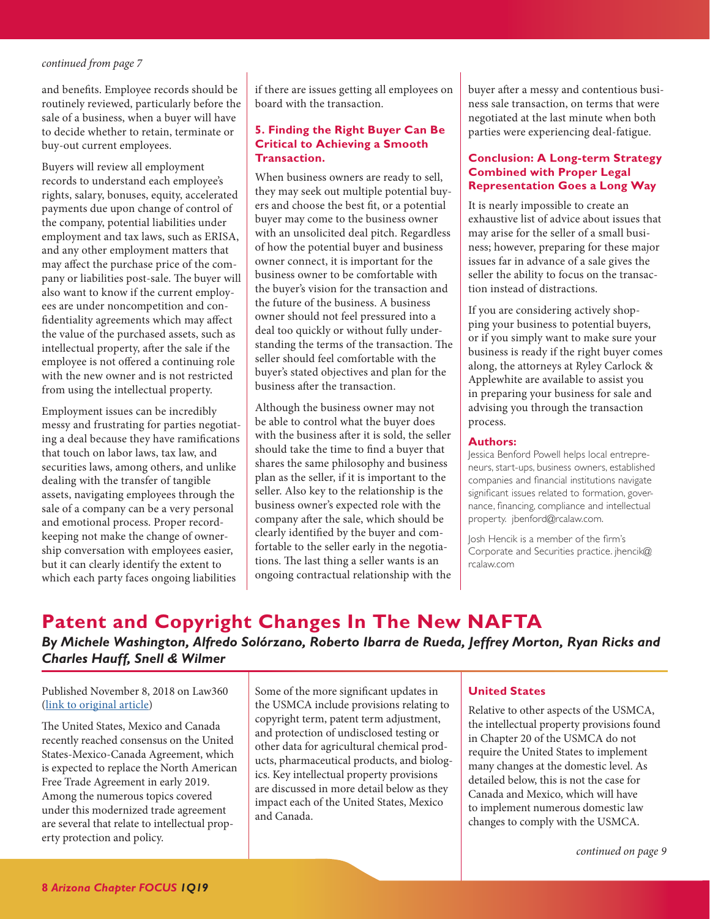*continued from page 7*

and benefits. Employee records should be routinely reviewed, particularly before the sale of a business, when a buyer will have to decide whether to retain, terminate or buy-out current employees.

Buyers will review all employment records to understand each employee's rights, salary, bonuses, equity, accelerated payments due upon change of control of the company, potential liabilities under employment and tax laws, such as ERISA, and any other employment matters that may affect the purchase price of the company or liabilities post-sale. The buyer will also want to know if the current employees are under noncompetition and confidentiality agreements which may affect the value of the purchased assets, such as intellectual property, after the sale if the employee is not offered a continuing role with the new owner and is not restricted from using the intellectual property.

Employment issues can be incredibly messy and frustrating for parties negotiating a deal because they have ramifications that touch on labor laws, tax law, and securities laws, among others, and unlike dealing with the transfer of tangible assets, navigating employees through the sale of a company can be a very personal and emotional process. Proper recordkeeping not make the change of ownership conversation with employees easier, but it can clearly identify the extent to which each party faces ongoing liabilities if there are issues getting all employees on board with the transaction.

### 5. Finding the Right Buyer Can Be Critical to Achieving a Smooth Transaction.

When business owners are ready to sell, they may seek out multiple potential buyers and choose the best fit, or a potential buyer may come to the business owner with an unsolicited deal pitch. Regardless of how the potential buyer and business owner connect, it is important for the business owner to be comfortable with the buyer's vision for the transaction and the future of the business. A business owner should not feel pressured into a deal too quickly or without fully understanding the terms of the transaction. The seller should feel comfortable with the buyer's stated objectives and plan for the business after the transaction.

Although the business owner may not be able to control what the buyer does with the business after it is sold, the seller should take the time to find a buyer that shares the same philosophy and business plan as the seller, if it is important to the seller. Also key to the relationship is the business owner's expected role with the company after the sale, which should be clearly identified by the buyer and comfortable to the seller early in the negotiations. The last thing a seller wants is an ongoing contractual relationship with the buyer after a messy and contentious business sale transaction, on terms that were negotiated at the last minute when both parties were experiencing deal-fatigue.

### Conclusion: A Long-term Strategy Combined with Proper Legal Representation Goes a Long Way

It is nearly impossible to create an exhaustive list of advice about issues that may arise for the seller of a small business; however, preparing for these major issues far in advance of a sale gives the seller the ability to focus on the transaction instead of distractions.

If you are considering actively shopping your business to potential buyers, or if you simply want to make sure your business is ready if the right buyer comes along, the attorneys at Ryley Carlock & Applewhite are available to assist you in preparing your business for sale and advising you through the transaction process.

**Authors:**

Jessica Benford Powell helps local entrepreneurs, start-ups, business owners, established companies and financial institutions navigate significant issues related to formation, governance, financing, compliance and intellectual property. jbenford@rcalaw.com.

Josh Hencik is a member of the firm's Corporate and Securities practice. jhencik@rcalaw.com

# Patent and Copyright Changes In The New NAFTA

***By Michele Washington, Alfredo Solórzano, Roberto Ibarra de Rueda, Jeffrey Morton, Ryan Ricks and Charles Hauff, Snell & Wilmer***

Published November 8, 2018 on Law360 (link to original article)

The United States, Mexico and Canada recently reached consensus on the United States-Mexico-Canada Agreement, which is expected to replace the North American Free Trade Agreement in early 2019. Among the numerous topics covered under this modernized trade agreement are several that relate to intellectual property protection and policy.

Some of the more significant updates in the USMCA include provisions relating to copyright term, patent term adjustment, and protection of undisclosed testing or other data for agricultural chemical products, pharmaceutical products, and biologics. Key intellectual property provisions are discussed in more detail below as they impact each of the United States, Mexico and Canada.

### United States

Relative to other aspects of the USMCA, the intellectual property provisions found in Chapter 20 of the USMCA do not require the United States to implement many changes at the domestic level. As detailed below, this is not the case for Canada and Mexico, which will have to implement numerous domestic law changes to comply with the USMCA.

*continued on page 9*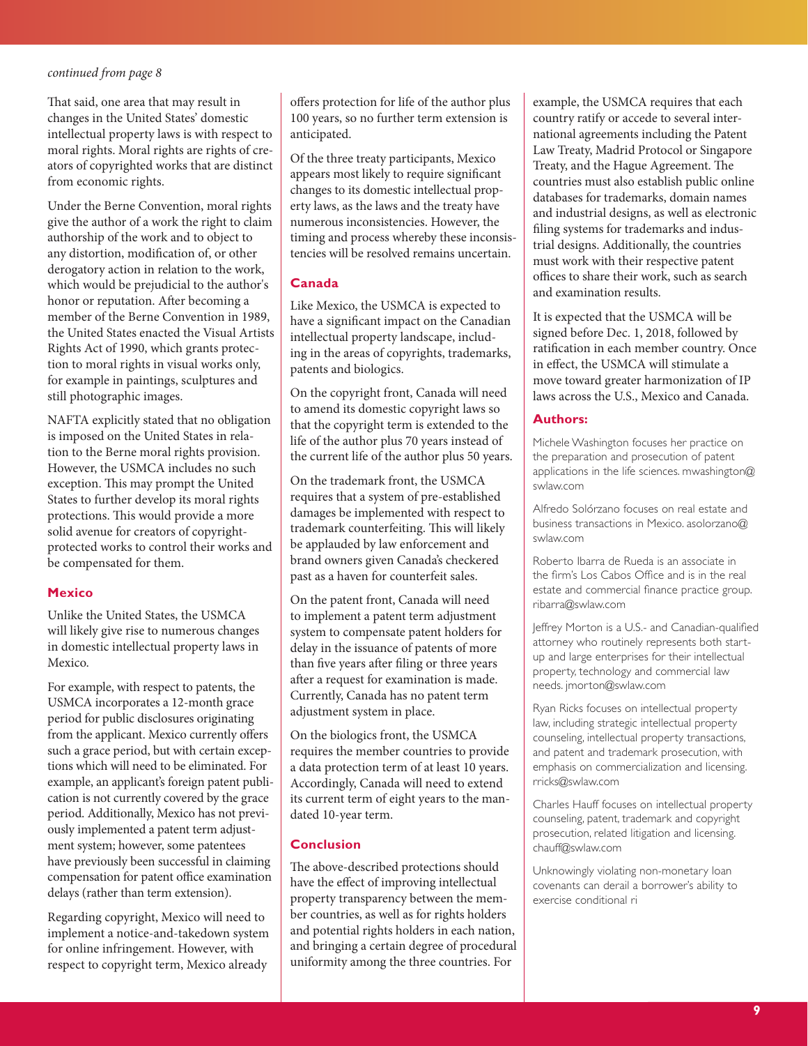*continued from page 8*

That said, one area that may result in changes in the United States' domestic intellectual property laws is with respect to moral rights. Moral rights are rights of creators of copyrighted works that are distinct from economic rights.

Under the Berne Convention, moral rights give the author of a work the right to claim authorship of the work and to object to any distortion, modification of, or other derogatory action in relation to the work, which would be prejudicial to the author's honor or reputation. After becoming a member of the Berne Convention in 1989, the United States enacted the Visual Artists Rights Act of 1990, which grants protection to moral rights in visual works only, for example in paintings, sculptures and still photographic images.

NAFTA explicitly stated that no obligation is imposed on the United States in relation to the Berne moral rights provision. However, the USMCA includes no such exception. This may prompt the United States to further develop its moral rights protections. This would provide a more solid avenue for creators of copyright-protected works to control their works and be compensated for them.

### Mexico

Unlike the United States, the USMCA will likely give rise to numerous changes in domestic intellectual property laws in Mexico.

For example, with respect to patents, the USMCA incorporates a 12-month grace period for public disclosures originating from the applicant. Mexico currently offers such a grace period, but with certain exceptions which will need to be eliminated. For example, an applicant's foreign patent publication is not currently covered by the grace period. Additionally, Mexico has not previously implemented a patent term adjustment system; however, some patentees have previously been successful in claiming compensation for patent office examination delays (rather than term extension).

Regarding copyright, Mexico will need to implement a notice-and-takedown system for online infringement. However, with respect to copyright term, Mexico already offers protection for life of the author plus 100 years, so no further term extension is anticipated.

Of the three treaty participants, Mexico appears most likely to require significant changes to its domestic intellectual property laws, as the laws and the treaty have numerous inconsistencies. However, the timing and process whereby these inconsistencies will be resolved remains uncertain.

### Canada

Like Mexico, the USMCA is expected to have a significant impact on the Canadian intellectual property landscape, including in the areas of copyrights, trademarks, patents and biologics.

On the copyright front, Canada will need to amend its domestic copyright laws so that the copyright term is extended to the life of the author plus 70 years instead of the current life of the author plus 50 years.

On the trademark front, the USMCA requires that a system of pre-established damages be implemented with respect to trademark counterfeiting. This will likely be applauded by law enforcement and brand owners given Canada's checkered past as a haven for counterfeit sales.

On the patent front, Canada will need to implement a patent term adjustment system to compensate patent holders for delay in the issuance of patents of more than five years after filing or three years after a request for examination is made. Currently, Canada has no patent term adjustment system in place.

On the biologics front, the USMCA requires the member countries to provide a data protection term of at least 10 years. Accordingly, Canada will need to extend its current term of eight years to the mandated 10-year term.

### Conclusion

The above-described protections should have the effect of improving intellectual property transparency between the member countries, as well as for rights holders and potential rights holders in each nation, and bringing a certain degree of procedural uniformity among the three countries. For example, the USMCA requires that each country ratify or accede to several international agreements including the Patent Law Treaty, Madrid Protocol or Singapore Treaty, and the Hague Agreement. The countries must also establish public online databases for trademarks, domain names and industrial designs, as well as electronic filing systems for trademarks and industrial designs. Additionally, the countries must work with their respective patent offices to share their work, such as search and examination results.

It is expected that the USMCA will be signed before Dec. 1, 2018, followed by ratification in each member country. Once in effect, the USMCA will stimulate a move toward greater harmonization of IP laws across the U.S., Mexico and Canada.

### Authors:

Michele Washington focuses her practice on the preparation and prosecution of patent applications in the life sciences. mwashington@swlaw.com

Alfredo Solórzano focuses on real estate and business transactions in Mexico. asolorzano@swlaw.com

Roberto Ibarra de Rueda is an associate in the firm's Los Cabos Office and is in the real estate and commercial finance practice group. ribarra@swlaw.com

Jeffrey Morton is a U.S.- and Canadian-qualified attorney who routinely represents both start-up and large enterprises for their intellectual property, technology and commercial law needs. jmorton@swlaw.com

Ryan Ricks focuses on intellectual property law, including strategic intellectual property counseling, intellectual property transactions, and patent and trademark prosecution, with emphasis on commercialization and licensing. rricks@swlaw.com

Charles Hauff focuses on intellectual property counseling, patent, trademark and copyright prosecution, related litigation and licensing. chauff@swlaw.com

Unknowingly violating non-monetary loan covenants can derail a borrower's ability to exercise conditional ri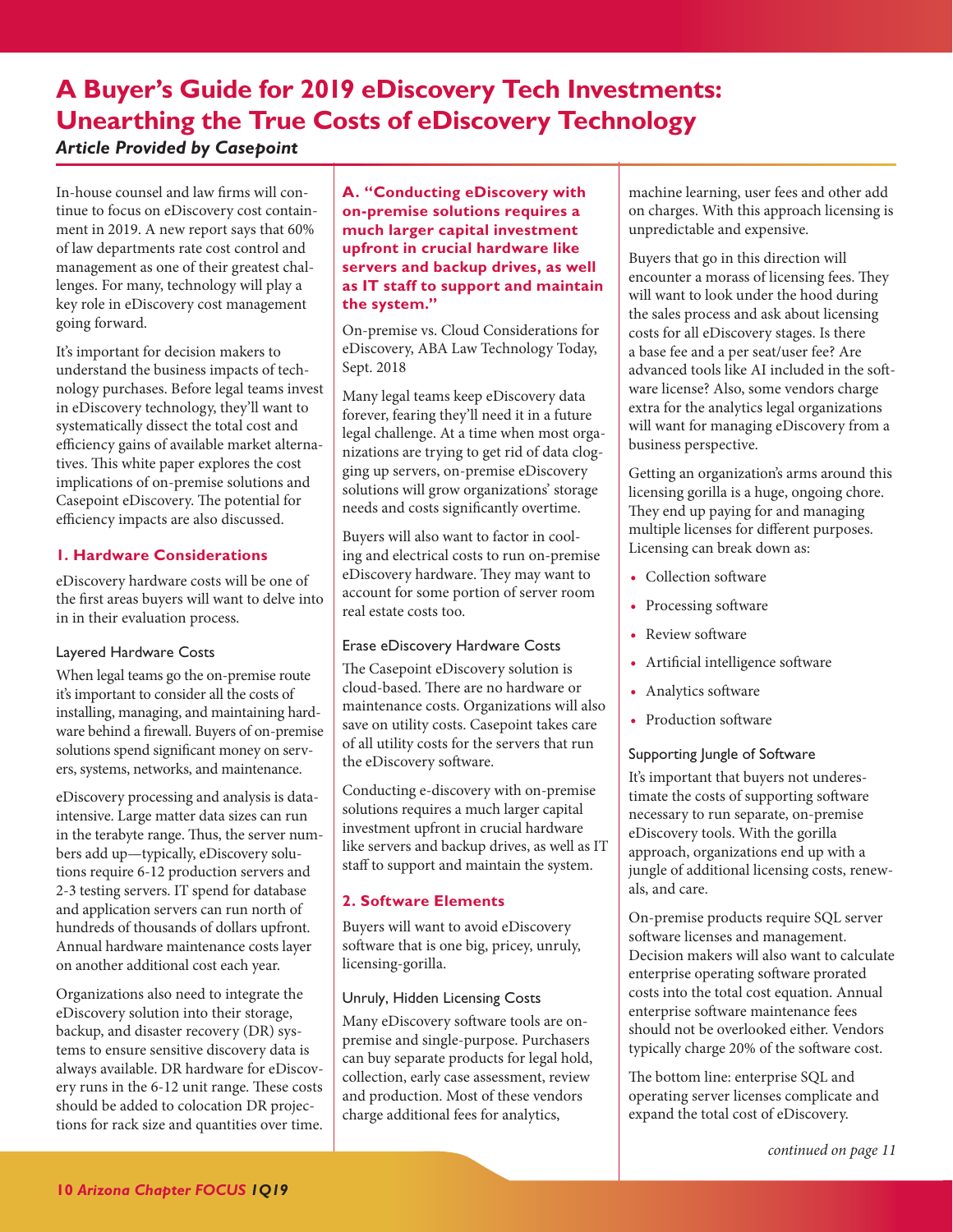# A Buyer's Guide for 2019 eDiscovery Tech Investments: Unearthing the True Costs of eDiscovery Technology

***Article Provided by Casepoint***

In-house counsel and law firms will continue to focus on eDiscovery cost containment in 2019. A new report says that 60% of law departments rate cost control and management as one of their greatest challenges. For many, technology will play a key role in eDiscovery cost management going forward.

It's important for decision makers to understand the business impacts of technology purchases. Before legal teams invest in eDiscovery technology, they'll want to systematically dissect the total cost and efficiency gains of available market alternatives. This white paper explores the cost implications of on-premise solutions and Casepoint eDiscovery. The potential for efficiency impacts are also discussed.

## 1. Hardware Considerations

eDiscovery hardware costs will be one of the first areas buyers will want to delve into in in their evaluation process.

### Layered Hardware Costs

When legal teams go the on-premise route it's important to consider all the costs of installing, managing, and maintaining hardware behind a firewall. Buyers of on-premise solutions spend significant money on servers, systems, networks, and maintenance.

eDiscovery processing and analysis is data-intensive. Large matter data sizes can run in the terabyte range. Thus, the server numbers add up—typically, eDiscovery solutions require 6-12 production servers and 2-3 testing servers. IT spend for database and application servers can run north of hundreds of thousands of dollars upfront. Annual hardware maintenance costs layer on another additional cost each year.

Organizations also need to integrate the eDiscovery solution into their storage, backup, and disaster recovery (DR) systems to ensure sensitive discovery data is always available. DR hardware for eDiscovery runs in the 6-12 unit range. These costs should be added to colocation DR projections for rack size and quantities over time.

**A. "Conducting eDiscovery with on-premise solutions requires a much larger capital investment upfront in crucial hardware like servers and backup drives, as well as IT staff to support and maintain the system."**

On-premise vs. Cloud Considerations for eDiscovery, ABA Law Technology Today, Sept. 2018

Many legal teams keep eDiscovery data forever, fearing they'll need it in a future legal challenge. At a time when most organizations are trying to get rid of data clogging up servers, on-premise eDiscovery solutions will grow organizations' storage needs and costs significantly overtime.

Buyers will also want to factor in cooling and electrical costs to run on-premise eDiscovery hardware. They may want to account for some portion of server room real estate costs too.

### Erase eDiscovery Hardware Costs

The Casepoint eDiscovery solution is cloud-based. There are no hardware or maintenance costs. Organizations will also save on utility costs. Casepoint takes care of all utility costs for the servers that run the eDiscovery software.

Conducting e-discovery with on-premise solutions requires a much larger capital investment upfront in crucial hardware like servers and backup drives, as well as IT staff to support and maintain the system.

## 2. Software Elements

Buyers will want to avoid eDiscovery software that is one big, pricey, unruly, licensing-gorilla.

### Unruly, Hidden Licensing Costs

Many eDiscovery software tools are on-premise and single-purpose. Purchasers can buy separate products for legal hold, collection, early case assessment, review and production. Most of these vendors charge additional fees for analytics, machine learning, user fees and other add on charges. With this approach licensing is unpredictable and expensive.

Buyers that go in this direction will encounter a morass of licensing fees. They will want to look under the hood during the sales process and ask about licensing costs for all eDiscovery stages. Is there a base fee and a per seat/user fee? Are advanced tools like AI included in the software license? Also, some vendors charge extra for the analytics legal organizations will want for managing eDiscovery from a business perspective.

Getting an organization's arms around this licensing gorilla is a huge, ongoing chore. They end up paying for and managing multiple licenses for different purposes. Licensing can break down as:

- Collection software
- Processing software
- Review software
- Artificial intelligence software
- Analytics software
- Production software

### Supporting Jungle of Software

It's important that buyers not underestimate the costs of supporting software necessary to run separate, on-premise eDiscovery tools. With the gorilla approach, organizations end up with a jungle of additional licensing costs, renewals, and care.

On-premise products require SQL server software licenses and management. Decision makers will also want to calculate enterprise operating software prorated costs into the total cost equation. Annual enterprise software maintenance fees should not be overlooked either. Vendors typically charge 20% of the software cost.

The bottom line: enterprise SQL and operating server licenses complicate and expand the total cost of eDiscovery.

*continued on page 11*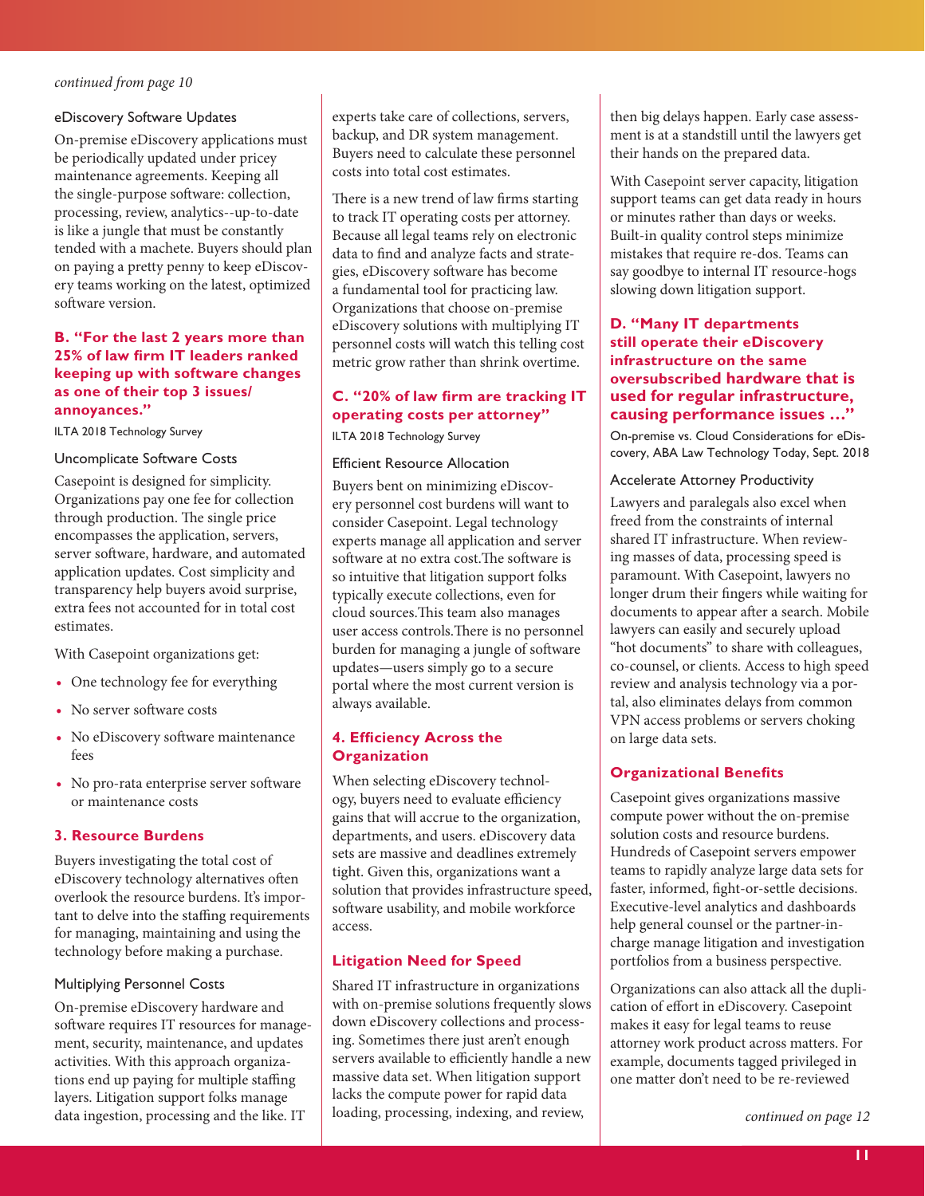*continued from page 10*

#### eDiscovery Software Updates

On-premise eDiscovery applications must be periodically updated under pricey maintenance agreements. Keeping all the single-purpose software: collection, processing, review, analytics--up-to-date is like a jungle that must be constantly tended with a machete. Buyers should plan on paying a pretty penny to keep eDiscovery teams working on the latest, optimized software version.

### B. "For the last 2 years more than 25% of law firm IT leaders ranked keeping up with software changes as one of their top 3 issues/annoyances."

ILTA 2018 Technology Survey

#### Uncomplicate Software Costs

Casepoint is designed for simplicity. Organizations pay one fee for collection through production. The single price encompasses the application, servers, server software, hardware, and automated application updates. Cost simplicity and transparency help buyers avoid surprise, extra fees not accounted for in total cost estimates.

With Casepoint organizations get:

- One technology fee for everything
- No server software costs
- No eDiscovery software maintenance fees
- No pro-rata enterprise server software or maintenance costs

## 3. Resource Burdens

Buyers investigating the total cost of eDiscovery technology alternatives often overlook the resource burdens. It's important to delve into the staffing requirements for managing, maintaining and using the technology before making a purchase.

#### Multiplying Personnel Costs

On-premise eDiscovery hardware and software requires IT resources for management, security, maintenance, and updates activities. With this approach organizations end up paying for multiple staffing layers. Litigation support folks manage data ingestion, processing and the like. IT experts take care of collections, servers, backup, and DR system management. Buyers need to calculate these personnel costs into total cost estimates.

There is a new trend of law firms starting to track IT operating costs per attorney. Because all legal teams rely on electronic data to find and analyze facts and strategies, eDiscovery software has become a fundamental tool for practicing law. Organizations that choose on-premise eDiscovery solutions with multiplying IT personnel costs will watch this telling cost metric grow rather than shrink overtime.

### C. "20% of law firm are tracking IT operating costs per attorney"

ILTA 2018 Technology Survey

#### Efficient Resource Allocation

Buyers bent on minimizing eDiscovery personnel cost burdens will want to consider Casepoint. Legal technology experts manage all application and server software at no extra cost.The software is so intuitive that litigation support folks typically execute collections, even for cloud sources.This team also manages user access controls.There is no personnel burden for managing a jungle of software updates—users simply go to a secure portal where the most current version is always available.

## 4. Efficiency Across the Organization

When selecting eDiscovery technology, buyers need to evaluate efficiency gains that will accrue to the organization, departments, and users. eDiscovery data sets are massive and deadlines extremely tight. Given this, organizations want a solution that provides infrastructure speed, software usability, and mobile workforce access.

### Litigation Need for Speed

Shared IT infrastructure in organizations with on-premise solutions frequently slows down eDiscovery collections and processing. Sometimes there just aren't enough servers available to efficiently handle a new massive data set. When litigation support lacks the compute power for rapid data loading, processing, indexing, and review, then big delays happen. Early case assessment is at a standstill until the lawyers get their hands on the prepared data.

With Casepoint server capacity, litigation support teams can get data ready in hours or minutes rather than days or weeks. Built-in quality control steps minimize mistakes that require re-dos. Teams can say goodbye to internal IT resource-hogs slowing down litigation support.

### D. "Many IT departments still operate their eDiscovery infrastructure on the same oversubscribed hardware that is used for regular infrastructure, causing performance issues ..."

On-premise vs. Cloud Considerations for eDiscovery, ABA Law Technology Today, Sept. 2018

#### Accelerate Attorney Productivity

Lawyers and paralegals also excel when freed from the constraints of internal shared IT infrastructure. When reviewing masses of data, processing speed is paramount. With Casepoint, lawyers no longer drum their fingers while waiting for documents to appear after a search. Mobile lawyers can easily and securely upload "hot documents" to share with colleagues, co-counsel, or clients. Access to high speed review and analysis technology via a portal, also eliminates delays from common VPN access problems or servers choking on large data sets.

### Organizational Benefits

Casepoint gives organizations massive compute power without the on-premise solution costs and resource burdens. Hundreds of Casepoint servers empower teams to rapidly analyze large data sets for faster, informed, fight-or-settle decisions. Executive-level analytics and dashboards help general counsel or the partner-in-charge manage litigation and investigation portfolios from a business perspective.

Organizations can also attack all the duplication of effort in eDiscovery. Casepoint makes it easy for legal teams to reuse attorney work product across matters. For example, documents tagged privileged in one matter don't need to be re-reviewed

*continued on page 12*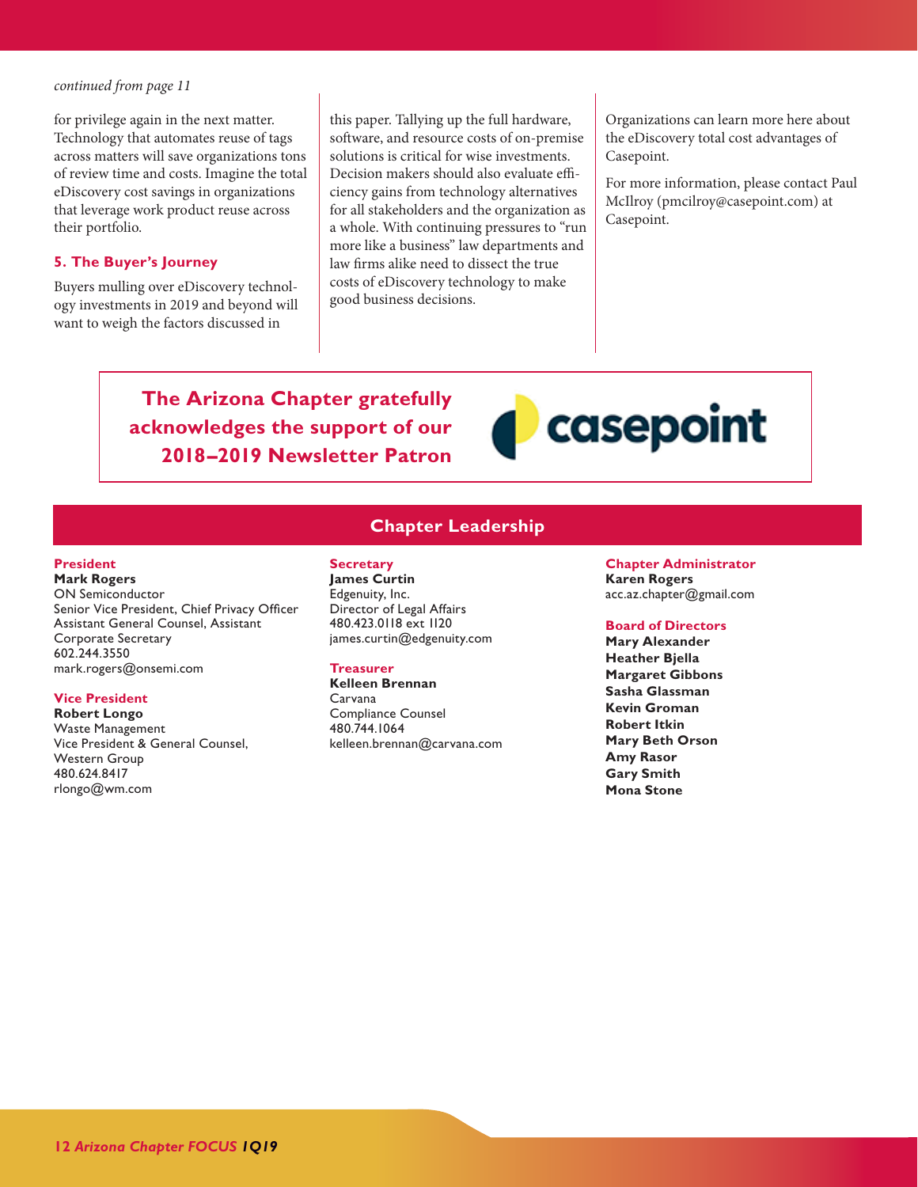*continued from page 11*

for privilege again in the next matter. Technology that automates reuse of tags across matters will save organizations tons of review time and costs. Imagine the total eDiscovery cost savings in organizations that leverage work product reuse across their portfolio.

### 5. The Buyer's Journey

Buyers mulling over eDiscovery technology investments in 2019 and beyond will want to weigh the factors discussed in this paper. Tallying up the full hardware, software, and resource costs of on-premise solutions is critical for wise investments. Decision makers should also evaluate efficiency gains from technology alternatives for all stakeholders and the organization as a whole. With continuing pressures to "run more like a business" law departments and law firms alike need to dissect the true costs of eDiscovery technology to make good business decisions.

Organizations can learn more here about the eDiscovery total cost advantages of Casepoint.

For more information, please contact Paul McIlroy (pmcilroy@casepoint.com) at Casepoint.

**The Arizona Chapter gratefully acknowledges the support of our 2018–2019 Newsletter Patron**

casepoint

## Chapter Leadership

**President**
**Mark Rogers**
ON Semiconductor
Senior Vice President, Chief Privacy Officer
Assistant General Counsel, Assistant Corporate Secretary
602.244.3550
mark.rogers@onsemi.com

**Vice President**
**Robert Longo**
Waste Management
Vice President & General Counsel, Western Group
480.624.8417
rlongo@wm.com

**Secretary**
**James Curtin**
Edgenuity, Inc.
Director of Legal Affairs
480.423.0118 ext 1120
james.curtin@edgenuity.com

**Treasurer**
**Kelleen Brennan**
Carvana
Compliance Counsel
480.744.1064
kelleen.brennan@carvana.com

**Chapter Administrator**
**Karen Rogers**
acc.az.chapter@gmail.com

**Board of Directors**
**Mary Alexander**
**Heather Bjella**
**Margaret Gibbons**
**Sasha Glassman**
**Kevin Groman**
**Robert Itkin**
**Mary Beth Orson**
**Amy Rasor**
**Gary Smith**
**Mona Stone**